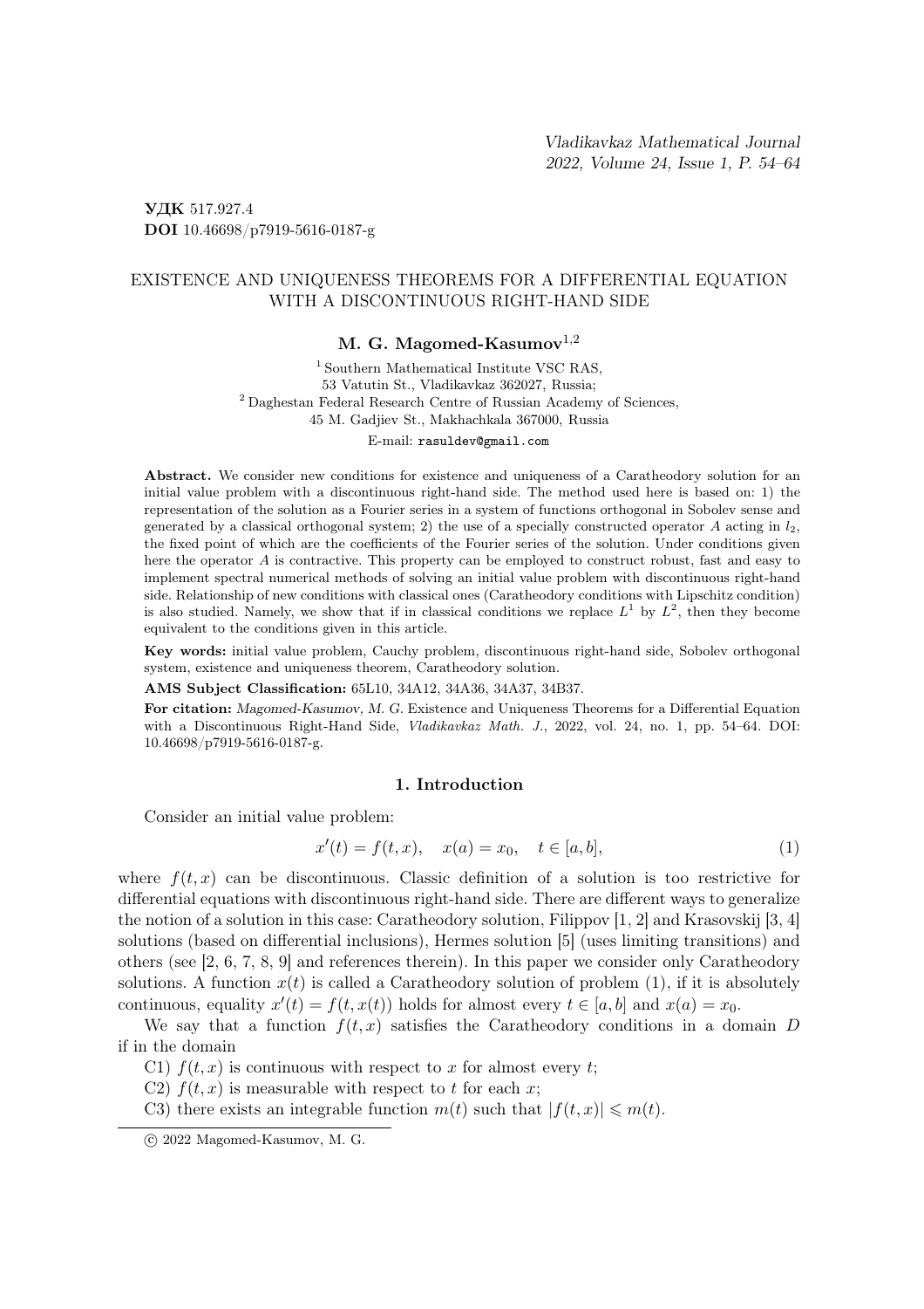**УДК** 517.927.4
**DOI** 10.46698/p7919-5616-0187-g

# EXISTENCE AND UNIQUENESS THEOREMS FOR A DIFFERENTIAL EQUATION WITH A DISCONTINUOUS RIGHT-HAND SIDE

**M. G. Magomed-Kasumov**[1,2]

[1] Southern Mathematical Institute VSC RAS,
53 Vatutin St., Vladikavkaz 362027, Russia;
[2] Daghestan Federal Research Centre of Russian Academy of Sciences,
45 M. Gadjiev St., Makhachkala 367000, Russia

E-mail: rasuldev@gmail.com

**Abstract.** We consider new conditions for existence and uniqueness of a Caratheodory solution for an initial value problem with a discontinuous right-hand side. The method used here is based on: 1) the representation of the solution as a Fourier series in a system of functions orthogonal in Sobolev sense and generated by a classical orthogonal system; 2) the use of a specially constructed operator $A$ acting in $l_2$, the fixed point of which are the coefficients of the Fourier series of the solution. Under conditions given here the operator $A$ is contractive. This property can be employed to construct robust, fast and easy to implement spectral numerical methods of solving an initial value problem with discontinuous right-hand side. Relationship of new conditions with classical ones (Caratheodory conditions with Lipschitz condition) is also studied. Namely, we show that if in classical conditions we replace $L^1$ by $L^2$, then they become equivalent to the conditions given in this article.

**Key words:** initial value problem, Cauchy problem, discontinuous right-hand side, Sobolev orthogonal system, existence and uniqueness theorem, Caratheodory solution.

**AMS Subject Classification:** 65L10, 34A12, 34A36, 34A37, 34B37.

**For citation:** *Magomed-Kasumov, M. G.* Existence and Uniqueness Theorems for a Differential Equation with a Discontinuous Right-Hand Side, *Vladikavkaz Math. J.*, 2022, vol. 24, no. 1, pp. 54–64. DOI: 10.46698/p7919-5616-0187-g.

## 1. Introduction

Consider an initial value problem:

$$x'(t) = f(t, x), \quad x(a) = x_0, \quad t \in [a, b], \tag{1}$$

where $f(t, x)$ can be discontinuous. Classic definition of a solution is too restrictive for differential equations with discontinuous right-hand side. There are different ways to generalize the notion of a solution in this case: Caratheodory solution, Filippov [1, 2] and Krasovskij [3, 4] solutions (based on differential inclusions), Hermes solution [5] (uses limiting transitions) and others (see [2, 6, 7, 8, 9] and references therein). In this paper we consider only Caratheodory solutions. A function $x(t)$ is called a Caratheodory solution of problem (1), if it is absolutely continuous, equality $x'(t) = f(t, x(t))$ holds for almost every $t \in [a, b]$ and $x(a) = x_0$.

We say that a function $f(t, x)$ satisfies the Caratheodory conditions in a domain $D$ if in the domain

C1) $f(t, x)$ is continuous with respect to $x$ for almost every $t$;

C2) $f(t, x)$ is measurable with respect to $t$ for each $x$;

C3) there exists an integrable function $m(t)$ such that $|f(t, x)| \leqslant m(t)$.

© 2022 Magomed-Kasumov, M. G.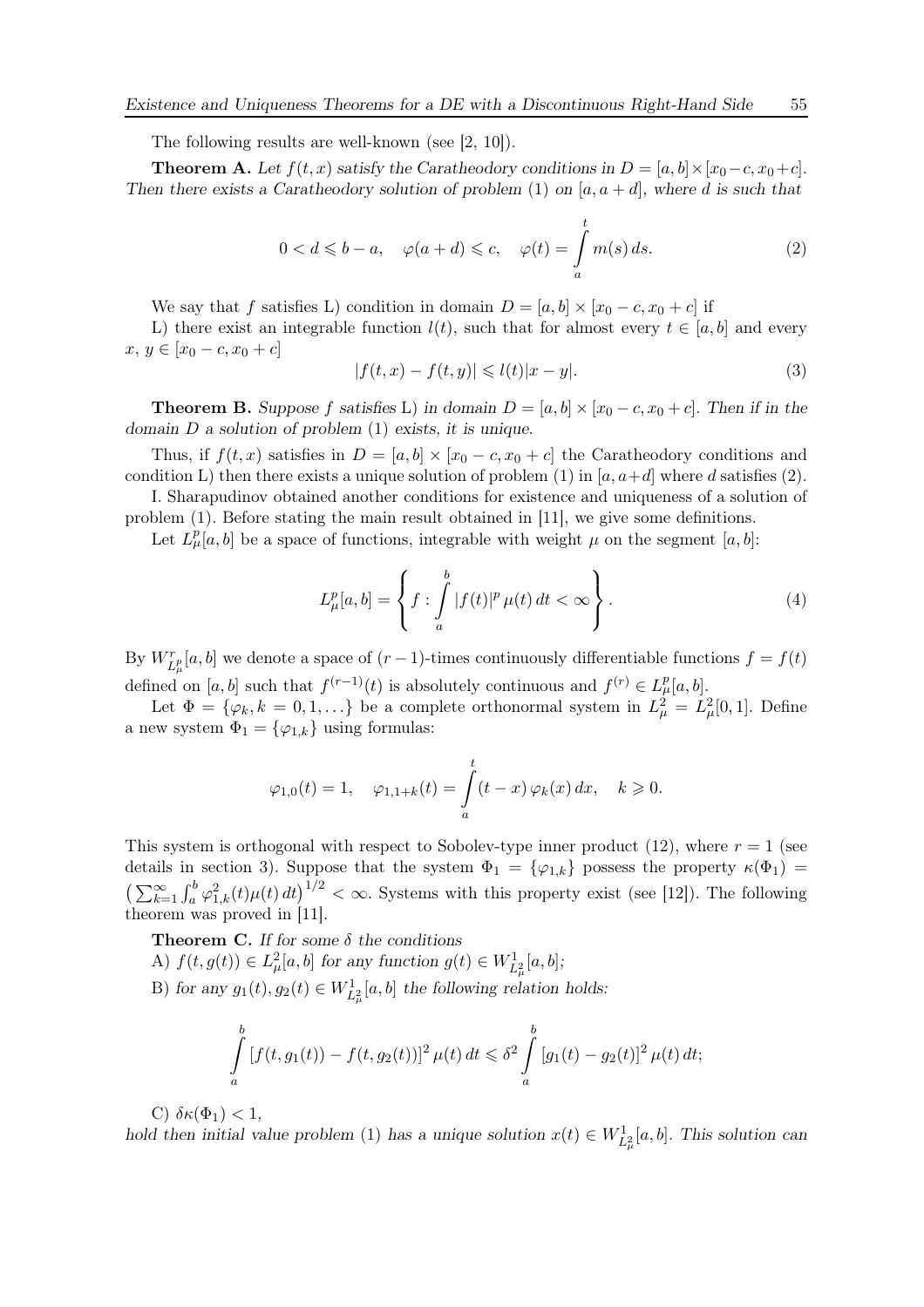The following results are well-known (see [2, 10]).

**Theorem A.** *Let $f(t,x)$ satisfy the Caratheodory conditions in $D=[a,b]\times[x_0-c,x_0+c]$. Then there exists a Caratheodory solution of problem* (1) *on $[a,a+d]$, where $d$ is such that*

$$0<d\leqslant b-a,\quad \varphi(a+d)\leqslant c,\quad \varphi(t)=\int\limits_a^t m(s)\,ds. \tag{2}$$

We say that $f$ satisfies L) condition in domain $D=[a,b]\times[x_0-c,x_0+c]$ if

L) there exist an integrable function $l(t)$, such that for almost every $t\in[a,b]$ and every $x,\,y\in[x_0-c,x_0+c]$

$$|f(t,x)-f(t,y)|\leqslant l(t)|x-y|. \tag{3}$$

**Theorem B.** *Suppose $f$ satisfies* L) *in domain $D=[a,b]\times[x_0-c,x_0+c]$. Then if in the domain $D$ a solution of problem* (1) *exists, it is unique.*

Thus, if $f(t,x)$ satisfies in $D=[a,b]\times[x_0-c,x_0+c]$ the Caratheodory conditions and condition L) then there exists a unique solution of problem (1) in $[a,a+d]$ where $d$ satisfies (2).

I. Sharapudinov obtained another conditions for existence and uniqueness of a solution of problem (1). Before stating the main result obtained in [11], we give some definitions.

Let $L^p_\mu[a,b]$ be a space of functions, integrable with weight $\mu$ on the segment $[a,b]$:

$$L^p_\mu[a,b]=\left\{f:\int\limits_a^b |f(t)|^p\,\mu(t)\,dt<\infty\right\}. \tag{4}$$

By $W^r_{L^p_\mu}[a,b]$ we denote a space of $(r-1)$-times continuously differentiable functions $f=f(t)$ defined on $[a,b]$ such that $f^{(r-1)}(t)$ is absolutely continuous and $f^{(r)}\in L^p_\mu[a,b]$.

Let $\Phi=\{\varphi_k,k=0,1,\ldots\}$ be a complete orthonormal system in $L^2_\mu=L^2_\mu[0,1]$. Define a new system $\Phi_1=\{\varphi_{1,k}\}$ using formulas:

$$\varphi_{1,0}(t)=1,\quad \varphi_{1,1+k}(t)=\int\limits_a^t (t-x)\,\varphi_k(x)\,dx,\quad k\geqslant 0.$$

This system is orthogonal with respect to Sobolev-type inner product (12), where $r=1$ (see details in section 3). Suppose that the system $\Phi_1=\{\varphi_{1,k}\}$ possess the property $\kappa(\Phi_1)=\left(\sum_{k=1}^\infty\int_a^b\varphi_{1,k}^2(t)\mu(t)\,dt\right)^{1/2}<\infty$. Systems with this property exist (see [12]). The following theorem was proved in [11].

**Theorem C.** *If for some $\delta$ the conditions*

A) *$f(t,g(t))\in L^2_\mu[a,b]$ for any function $g(t)\in W^1_{L^2_\mu}[a,b]$;*

B) *for any $g_1(t),g_2(t)\in W^1_{L^2_\mu}[a,b]$ the following relation holds:*

$$\int\limits_a^b [f(t,g_1(t))-f(t,g_2(t))]^2\,\mu(t)\,dt\leqslant\delta^2\int\limits_a^b [g_1(t)-g_2(t)]^2\,\mu(t)\,dt;$$

C) $\delta\kappa(\Phi_1)<1$,

*hold then initial value problem* (1) *has a unique solution $x(t)\in W^1_{L^2_\mu}[a,b]$. This solution can*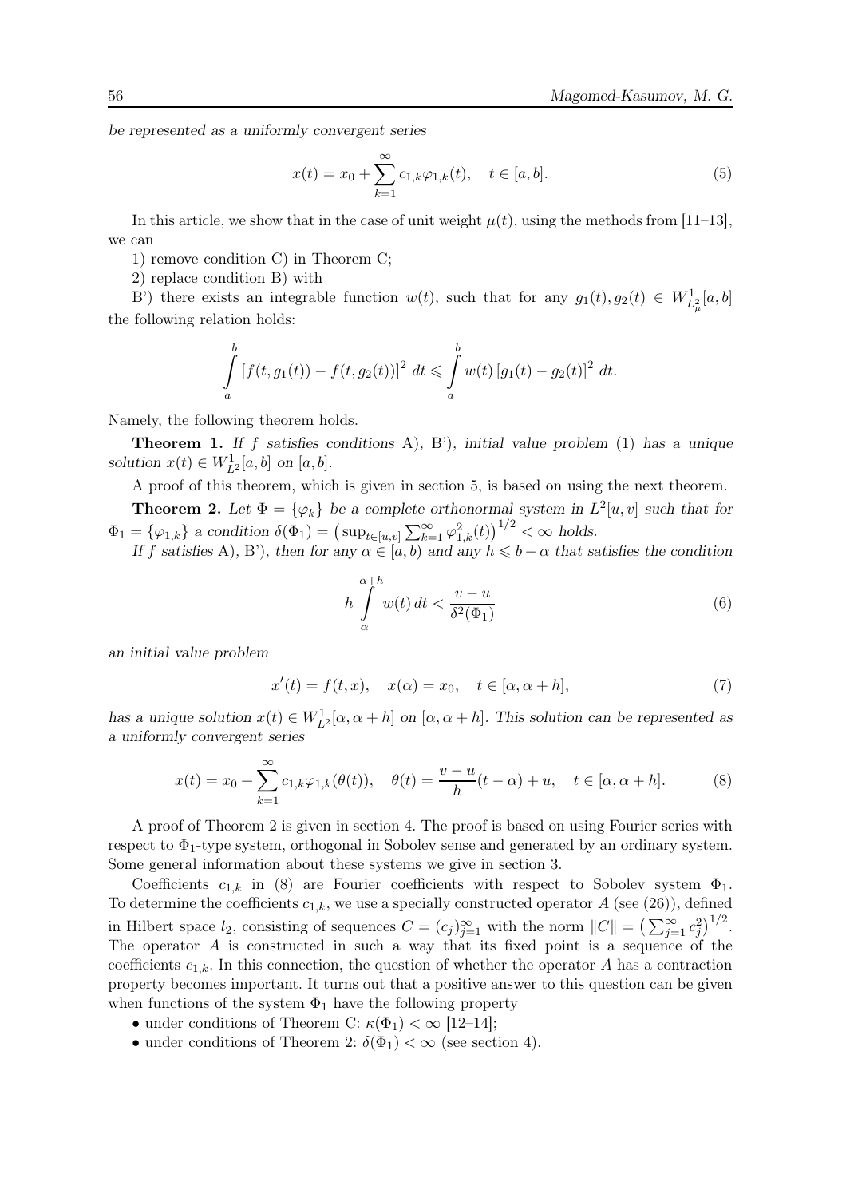*be represented as a uniformly convergent series*

$$x(t) = x_0 + \sum_{k=1}^{\infty} c_{1,k}\varphi_{1,k}(t), \quad t \in [a, b]. \tag{5}$$

In this article, we show that in the case of unit weight $\mu(t)$, using the methods from [11–13], we can

1) remove condition C) in Theorem C;

2) replace condition B) with

B') there exists an integrable function $w(t)$, such that for any $g_1(t), g_2(t) \in W^1_{L^2_\mu}[a, b]$ the following relation holds:

$$\int_a^b [f(t, g_1(t)) - f(t, g_2(t))]^2 \, dt \leqslant \int_a^b w(t) [g_1(t) - g_2(t)]^2 \, dt.$$

Namely, the following theorem holds.

**Theorem 1.** *If $f$ satisfies conditions* A), B'), *initial value problem* (1) *has a unique solution $x(t) \in W^1_{L^2}[a, b]$ on $[a, b]$.*

A proof of this theorem, which is given in section 5, is based on using the next theorem.

**Theorem 2.** *Let $\Phi = \{\varphi_k\}$ be a complete orthonormal system in $L^2[u, v]$ such that for $\Phi_1 = \{\varphi_{1,k}\}$ a condition $\delta(\Phi_1) = \left(\sup_{t\in[u,v]} \sum_{k=1}^{\infty} \varphi_{1,k}^2(t)\right)^{1/2} < \infty$ holds.*

*If $f$ satisfies* A), B'), *then for any $\alpha \in [a, b)$ and any $h \leqslant b - \alpha$ that satisfies the condition*

$$h \int_\alpha^{\alpha+h} w(t) \, dt < \frac{v - u}{\delta^2(\Phi_1)} \tag{6}$$

*an initial value problem*

$$x'(t) = f(t, x), \quad x(\alpha) = x_0, \quad t \in [\alpha, \alpha + h], \tag{7}$$

*has a unique solution $x(t) \in W^1_{L^2}[\alpha, \alpha + h]$ on $[\alpha, \alpha + h]$. This solution can be represented as a uniformly convergent series*

$$x(t) = x_0 + \sum_{k=1}^{\infty} c_{1,k}\varphi_{1,k}(\theta(t)), \quad \theta(t) = \frac{v - u}{h}(t - \alpha) + u, \quad t \in [\alpha, \alpha + h]. \tag{8}$$

A proof of Theorem 2 is given in section 4. The proof is based on using Fourier series with respect to $\Phi_1$-type system, orthogonal in Sobolev sense and generated by an ordinary system. Some general information about these systems we give in section 3.

Coefficients $c_{1,k}$ in (8) are Fourier coefficients with respect to Sobolev system $\Phi_1$. To determine the coefficients $c_{1,k}$, we use a specially constructed operator $A$ (see (26)), defined in Hilbert space $l_2$, consisting of sequences $C = (c_j)_{j=1}^{\infty}$ with the norm $\|C\| = \left(\sum_{j=1}^{\infty} c_j^2\right)^{1/2}$. The operator $A$ is constructed in such a way that its fixed point is a sequence of the coefficients $c_{1,k}$. In this connection, the question of whether the operator $A$ has a contraction property becomes important. It turns out that a positive answer to this question can be given when functions of the system $\Phi_1$ have the following property

- under conditions of Theorem C: $\kappa(\Phi_1) < \infty$ [12–14];
- under conditions of Theorem 2: $\delta(\Phi_1) < \infty$ (see section 4).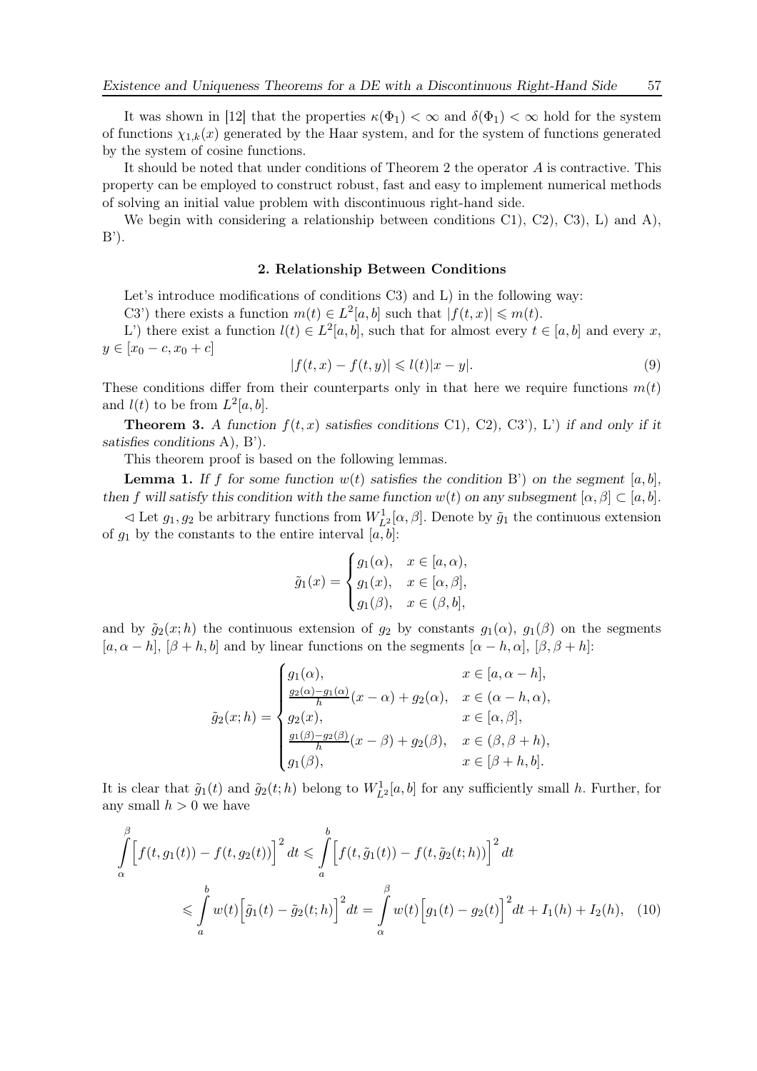It was shown in [12] that the properties $\kappa(\Phi_1) < \infty$ and $\delta(\Phi_1) < \infty$ hold for the system of functions $\chi_{1,k}(x)$ generated by the Haar system, and for the system of functions generated by the system of cosine functions.

It should be noted that under conditions of Theorem 2 the operator $A$ is contractive. This property can be employed to construct robust, fast and easy to implement numerical methods of solving an initial value problem with discontinuous right-hand side.

We begin with considering a relationship between conditions C1), C2), C3), L) and A), B').

## 2. Relationship Between Conditions

Let's introduce modifications of conditions C3) and L) in the following way:

C3') there exists a function $m(t) \in L^2[a,b]$ such that $|f(t,x)| \leqslant m(t)$.

L') there exist a function $l(t) \in L^2[a,b]$, such that for almost every $t \in [a,b]$ and every $x$, $y \in [x_0 - c, x_0 + c]$

$$|f(t,x) - f(t,y)| \leqslant l(t)|x-y|. \tag{9}$$

These conditions differ from their counterparts only in that here we require functions $m(t)$ and $l(t)$ to be from $L^2[a,b]$.

**Theorem 3.** *A function $f(t,x)$ satisfies conditions* C1), C2), C3'), L') *if and only if it satisfies conditions* A), B').

This theorem proof is based on the following lemmas.

**Lemma 1.** *If $f$ for some function $w(t)$ satisfies the condition* B') *on the segment $[a,b]$, then $f$ will satisfy this condition with the same function $w(t)$ on any subsegment $[\alpha,\beta] \subset [a,b]$.*

$\lhd$ Let $g_1, g_2$ be arbitrary functions from $W^1_{L^2}[\alpha,\beta]$. Denote by $\tilde{g}_1$ the continuous extension of $g_1$ by the constants to the entire interval $[a,b]$:

$$\tilde{g}_1(x) = \begin{cases} g_1(\alpha), & x \in [a,\alpha), \\ g_1(x), & x \in [\alpha,\beta], \\ g_1(\beta), & x \in (\beta,b], \end{cases}$$

and by $\tilde{g}_2(x;h)$ the continuous extension of $g_2$ by constants $g_1(\alpha)$, $g_1(\beta)$ on the segments $[a,\alpha-h]$, $[\beta+h,b]$ and by linear functions on the segments $[\alpha-h,\alpha]$, $[\beta,\beta+h]$:

$$\tilde{g}_2(x;h) = \begin{cases} g_1(\alpha), & x \in [a,\alpha-h], \\ \frac{g_2(\alpha)-g_1(\alpha)}{h}(x-\alpha) + g_2(\alpha), & x \in (\alpha-h,\alpha), \\ g_2(x), & x \in [\alpha,\beta], \\ \frac{g_1(\beta)-g_2(\beta)}{h}(x-\beta) + g_2(\beta), & x \in (\beta,\beta+h), \\ g_1(\beta), & x \in [\beta+h,b]. \end{cases}$$

It is clear that $\tilde{g}_1(t)$ and $\tilde{g}_2(t;h)$ belong to $W^1_{L^2}[a,b]$ for any sufficiently small $h$. Further, for any small $h > 0$ we have

$$\int\limits_\alpha^\beta \Big[f(t,g_1(t)) - f(t,g_2(t))\Big]^2 dt \leqslant \int\limits_a^b \Big[f(t,\tilde{g}_1(t)) - f(t,\tilde{g}_2(t;h))\Big]^2 dt$$
$$\leqslant \int\limits_a^b w(t)\Big[\tilde{g}_1(t) - \tilde{g}_2(t;h)\Big]^2 dt = \int\limits_\alpha^\beta w(t)\Big[g_1(t) - g_2(t)\Big]^2 dt + I_1(h) + I_2(h), \tag{10}$$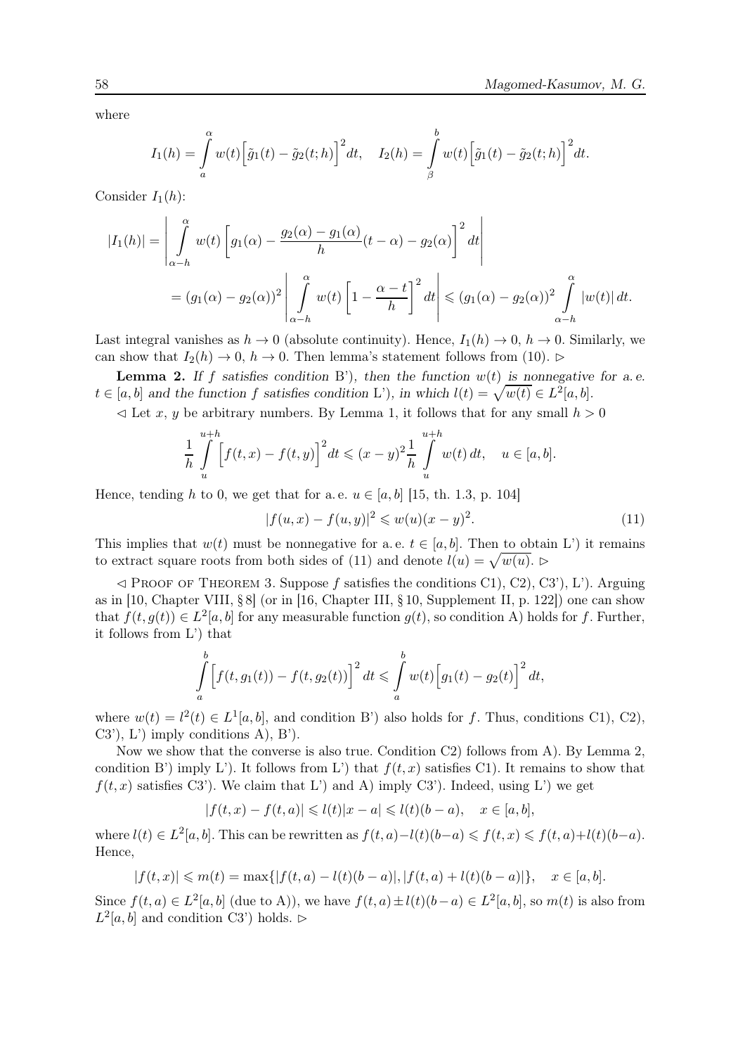where

$$I_1(h) = \int\limits_a^\alpha w(t)\Big[\tilde{g}_1(t) - \tilde{g}_2(t;h)\Big]^2 dt, \quad I_2(h) = \int\limits_\beta^b w(t)\Big[\tilde{g}_1(t) - \tilde{g}_2(t;h)\Big]^2 dt.$$

Consider $I_1(h)$:

$$|I_1(h)| = \left| \int\limits_{\alpha-h}^{\alpha} w(t)\left[g_1(\alpha) - \frac{g_2(\alpha)-g_1(\alpha)}{h}(t-\alpha) - g_2(\alpha)\right]^2 dt \right|$$
$$= (g_1(\alpha)-g_2(\alpha))^2 \left| \int\limits_{\alpha-h}^{\alpha} w(t)\left[1 - \frac{\alpha-t}{h}\right]^2 dt \right| \leqslant (g_1(\alpha)-g_2(\alpha))^2 \int\limits_{\alpha-h}^{\alpha} |w(t)|\, dt.$$

Last integral vanishes as $h \to 0$ (absolute continuity). Hence, $I_1(h) \to 0$, $h \to 0$. Similarly, we can show that $I_2(h) \to 0$, $h \to 0$. Then lemma's statement follows from (10). $\rhd$

**Lemma 2.** *If $f$ satisfies condition* B')*, then the function $w(t)$ is nonnegative for a. e. $t \in [a,b]$ and the function $f$ satisfies condition* L')*, in which $l(t) = \sqrt{w(t)} \in L^2[a,b]$.*

$\lhd$ Let $x$, $y$ be arbitrary numbers. By Lemma 1, it follows that for any small $h > 0$

$$\frac{1}{h}\int\limits_u^{u+h} \Big[f(t,x) - f(t,y)\Big]^2 dt \leqslant (x-y)^2 \frac{1}{h}\int\limits_u^{u+h} w(t)\, dt, \quad u \in [a,b].$$

Hence, tending $h$ to 0, we get that for a. e. $u \in [a,b]$ [15, th. 1.3, p. 104]

$$|f(u,x) - f(u,y)|^2 \leqslant w(u)(x-y)^2. \tag{11}$$

This implies that $w(t)$ must be nonnegative for a. e. $t \in [a,b]$. Then to obtain L') it remains to extract square roots from both sides of (11) and denote $l(u) = \sqrt{w(u)}$. $\rhd$

$\lhd$ Proof of Theorem 3. Suppose $f$ satisfies the conditions C1), C2), C3'), L'). Arguing as in [10, Chapter VIII, § 8] (or in [16, Chapter III, § 10, Supplement II, p. 122]) one can show that $f(t, g(t)) \in L^2[a,b]$ for any measurable function $g(t)$, so condition A) holds for $f$. Further, it follows from L') that

$$\int\limits_a^b \Big[f(t, g_1(t)) - f(t, g_2(t))\Big]^2 dt \leqslant \int\limits_a^b w(t)\Big[g_1(t) - g_2(t)\Big]^2 dt,$$

where $w(t) = l^2(t) \in L^1[a,b]$, and condition B') also holds for $f$. Thus, conditions C1), C2), C3'), L') imply conditions A), B').

Now we show that the converse is also true. Condition C2) follows from A). By Lemma 2, condition B') imply L'). It follows from L') that $f(t,x)$ satisfies C1). It remains to show that $f(t,x)$ satisfies C3'). We claim that L') and A) imply C3'). Indeed, using L') we get

$$|f(t,x) - f(t,a)| \leqslant l(t)|x-a| \leqslant l(t)(b-a), \quad x \in [a,b],$$

where $l(t) \in L^2[a,b]$. This can be rewritten as $f(t,a) - l(t)(b-a) \leqslant f(t,x) \leqslant f(t,a) + l(t)(b-a)$. Hence,

$$|f(t,x)| \leqslant m(t) = \max\{|f(t,a) - l(t)(b-a)|, |f(t,a) + l(t)(b-a)|\}, \quad x \in [a,b].$$

Since $f(t,a) \in L^2[a,b]$ (due to A)), we have $f(t,a) \pm l(t)(b-a) \in L^2[a,b]$, so $m(t)$ is also from $L^2[a,b]$ and condition C3') holds. $\rhd$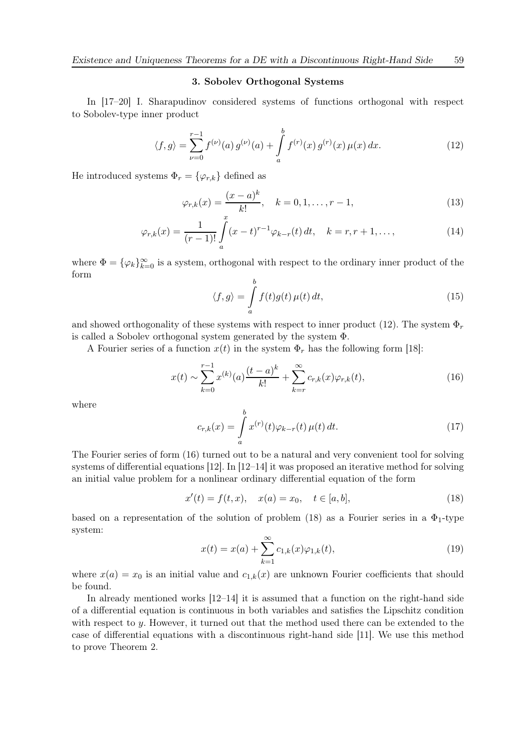### 3. Sobolev Orthogonal Systems

In [17–20] I. Sharapudinov considered systems of functions orthogonal with respect to Sobolev-type inner product

$$\langle f, g\rangle = \sum_{\nu=0}^{r-1} f^{(\nu)}(a)\, g^{(\nu)}(a) + \int\limits_a^b f^{(r)}(x)\, g^{(r)}(x)\, \mu(x)\, dx. \tag{12}$$

He introduced systems $\Phi_r = \{\varphi_{r,k}\}$ defined as

$$\varphi_{r,k}(x) = \frac{(x-a)^k}{k!}, \quad k = 0, 1, \ldots, r-1, \tag{13}$$

$$\varphi_{r,k}(x) = \frac{1}{(r-1)!} \int\limits_a^x (x-t)^{r-1} \varphi_{k-r}(t)\, dt, \quad k = r, r+1, \ldots, \tag{14}$$

where $\Phi = \{\varphi_k\}_{k=0}^{\infty}$ is a system, orthogonal with respect to the ordinary inner product of the form

$$\langle f, g\rangle = \int\limits_a^b f(t) g(t)\, \mu(t)\, dt, \tag{15}$$

and showed orthogonality of these systems with respect to inner product (12). The system $\Phi_r$ is called a Sobolev orthogonal system generated by the system $\Phi$.

A Fourier series of a function $x(t)$ in the system $\Phi_r$ has the following form [18]:

$$x(t) \sim \sum_{k=0}^{r-1} x^{(k)}(a) \frac{(t-a)^k}{k!} + \sum_{k=r}^{\infty} c_{r,k}(x) \varphi_{r,k}(t), \tag{16}$$

where

$$c_{r,k}(x) = \int\limits_a^b x^{(r)}(t) \varphi_{k-r}(t)\, \mu(t)\, dt. \tag{17}$$

The Fourier series of form (16) turned out to be a natural and very convenient tool for solving systems of differential equations [12]. In [12–14] it was proposed an iterative method for solving an initial value problem for a nonlinear ordinary differential equation of the form

$$x'(t) = f(t, x), \quad x(a) = x_0, \quad t \in [a, b], \tag{18}$$

based on a representation of the solution of problem (18) as a Fourier series in a $\Phi_1$-type system:

$$x(t) = x(a) + \sum_{k=1}^{\infty} c_{1,k}(x) \varphi_{1,k}(t), \tag{19}$$

where $x(a) = x_0$ is an initial value and $c_{1,k}(x)$ are unknown Fourier coefficients that should be found.

In already mentioned works [12–14] it is assumed that a function on the right-hand side of a differential equation is continuous in both variables and satisfies the Lipschitz condition with respect to $y$. However, it turned out that the method used there can be extended to the case of differential equations with a discontinuous right-hand side [11]. We use this method to prove Theorem 2.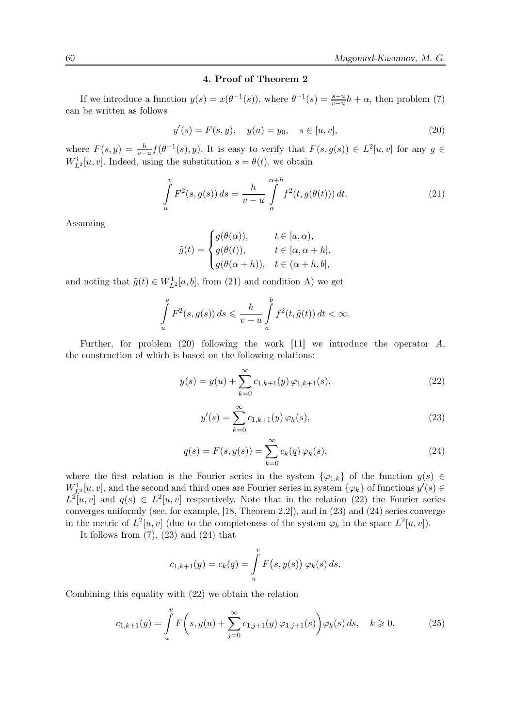### 4. Proof of Theorem 2

If we introduce a function $y(s) = x(\theta^{-1}(s))$, where $\theta^{-1}(s) = \frac{s-u}{v-u}h + \alpha$, then problem (7) can be written as follows

$$y'(s) = F(s, y), \quad y(u) = y_0, \quad s \in [u, v], \tag{20}$$

where $F(s, y) = \frac{h}{v-u} f(\theta^{-1}(s), y)$. It is easy to verify that $F(s, g(s)) \in L^2[u, v]$ for any $g \in W^1_{L^2}[u, v]$. Indeed, using the substitution $s = \theta(t)$, we obtain

$$\int_u^v F^2(s, g(s))\, ds = \frac{h}{v-u} \int_\alpha^{\alpha+h} f^2(t, g(\theta(t)))\, dt. \tag{21}$$

Assuming

$$\tilde{g}(t) = \begin{cases} g(\theta(\alpha)), & t \in [a, \alpha), \\ g(\theta(t)), & t \in [\alpha, \alpha+h], \\ g(\theta(\alpha+h)), & t \in (\alpha+h, b], \end{cases}$$

and noting that $\tilde{g}(t) \in W^1_{L^2}[a, b]$, from (21) and condition A) we get

$$\int_u^v F^2(s, g(s))\, ds \leqslant \frac{h}{v-u} \int_a^b f^2(t, \tilde{g}(t))\, dt < \infty.$$

Further, for problem (20) following the work [11] we introduce the operator $A$, the construction of which is based on the following relations:

$$y(s) = y(u) + \sum_{k=0}^{\infty} c_{1,k+1}(y)\, \varphi_{1,k+1}(s), \tag{22}$$

$$y'(s) = \sum_{k=0}^{\infty} c_{1,k+1}(y)\, \varphi_k(s), \tag{23}$$

$$q(s) = F(s, y(s)) = \sum_{k=0}^{\infty} c_k(q)\, \varphi_k(s), \tag{24}$$

where the first relation is the Fourier series in the system $\{\varphi_{1,k}\}$ of the function $y(s) \in W^1_{L^2}[u, v]$, and the second and third ones are Fourier series in system $\{\varphi_k\}$ of functions $y'(s) \in L^2[u, v]$ and $q(s) \in L^2[u, v]$ respectively. Note that in the relation (22) the Fourier series converges uniformly (see, for example, [18, Theorem 2.2]), and in (23) and (24) series converge in the metric of $L^2[u, v]$ (due to the completeness of the system $\varphi_k$ in the space $L^2[u, v]$).

It follows from (7), (23) and (24) that

$$c_{1,k+1}(y) = c_k(q) = \int_u^v F\big(s, y(s)\big)\, \varphi_k(s)\, ds.$$

Combining this equality with (22) we obtain the relation

$$c_{1,k+1}(y) = \int_u^v F\bigg(s, y(u) + \sum_{j=0}^{\infty} c_{1,j+1}(y)\, \varphi_{1,j+1}(s)\bigg) \varphi_k(s)\, ds, \quad k \geqslant 0. \tag{25}$$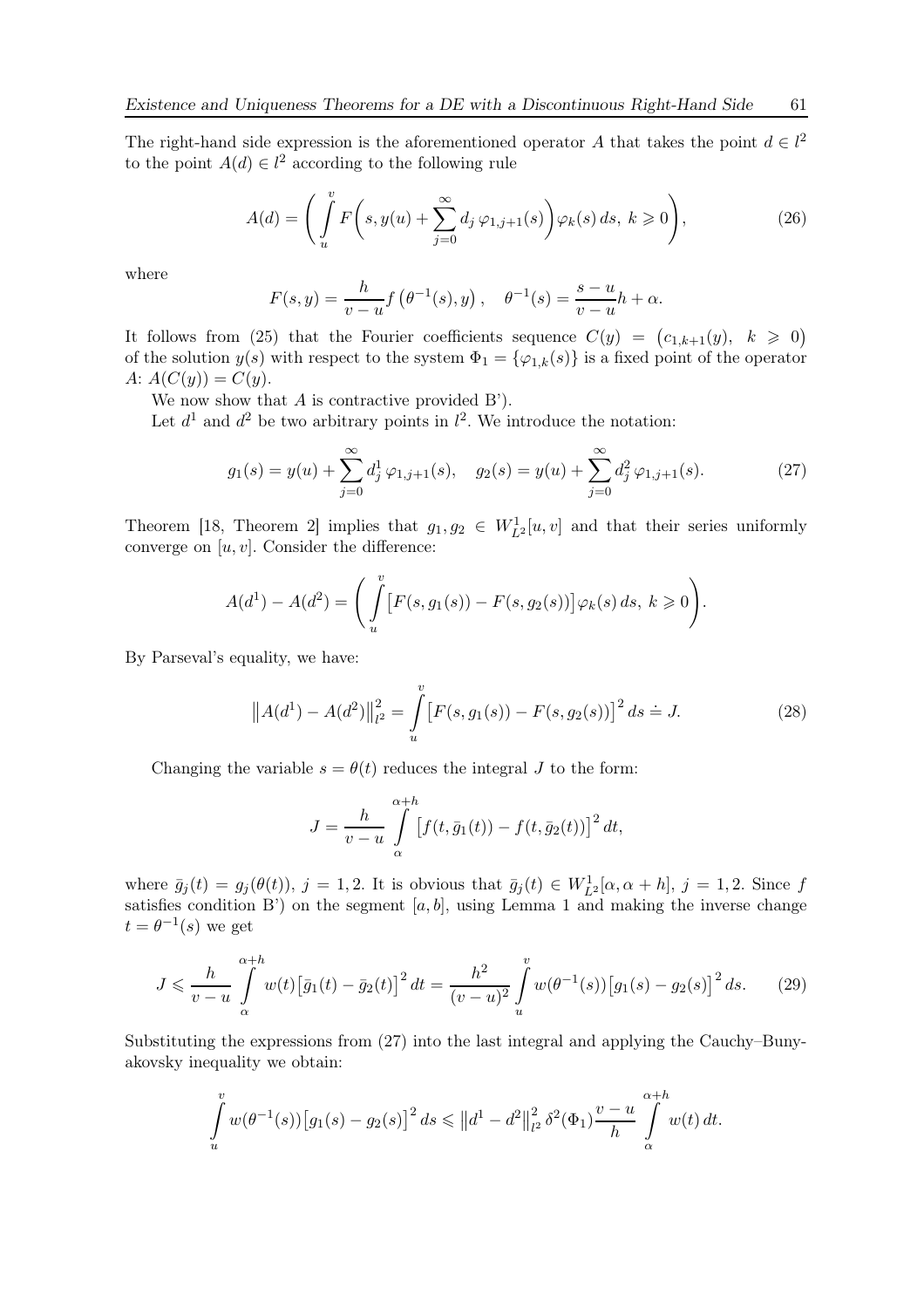The right-hand side expression is the aforementioned operator $A$ that takes the point $d \in l^2$ to the point $A(d) \in l^2$ according to the following rule

$$A(d) = \left( \int_u^v F\left(s, y(u) + \sum_{j=0}^{\infty} d_j\, \varphi_{1,j+1}(s)\right) \varphi_k(s)\, ds,\ k \geqslant 0 \right), \tag{26}$$

where

$$F(s, y) = \frac{h}{v-u} f\left(\theta^{-1}(s), y\right), \quad \theta^{-1}(s) = \frac{s-u}{v-u} h + \alpha.$$

It follows from (25) that the Fourier coefficients sequence $C(y) = \big(c_{1,k+1}(y),\ k \geqslant 0\big)$ of the solution $y(s)$ with respect to the system $\Phi_1 = \{\varphi_{1,k}(s)\}$ is a fixed point of the operator $A$: $A(C(y)) = C(y)$.

We now show that $A$ is contractive provided B').

Let $d^1$ and $d^2$ be two arbitrary points in $l^2$. We introduce the notation:

$$g_1(s) = y(u) + \sum_{j=0}^{\infty} d_j^1\, \varphi_{1,j+1}(s), \quad g_2(s) = y(u) + \sum_{j=0}^{\infty} d_j^2\, \varphi_{1,j+1}(s). \tag{27}$$

Theorem [18, Theorem 2] implies that $g_1, g_2 \in W^1_{L^2}[u, v]$ and that their series uniformly converge on $[u, v]$. Consider the difference:

$$A(d^1) - A(d^2) = \left( \int_u^v \big[F(s, g_1(s)) - F(s, g_2(s))\big] \varphi_k(s)\, ds,\ k \geqslant 0 \right).$$

By Parseval's equality, we have:

$$\left\| A(d^1) - A(d^2) \right\|^2_{l^2} = \int_u^v \big[F(s, g_1(s)) - F(s, g_2(s))\big]^2 ds \doteq J. \tag{28}$$

Changing the variable $s = \theta(t)$ reduces the integral $J$ to the form:

$$J = \frac{h}{v-u} \int_\alpha^{\alpha+h} \big[f(t, \bar{g}_1(t)) - f(t, \bar{g}_2(t))\big]^2 dt,$$

where $\bar{g}_j(t) = g_j(\theta(t))$, $j = 1, 2$. It is obvious that $\bar{g}_j(t) \in W^1_{L^2}[\alpha, \alpha + h]$, $j = 1, 2$. Since $f$ satisfies condition B') on the segment $[a, b]$, using Lemma 1 and making the inverse change $t = \theta^{-1}(s)$ we get

$$J \leqslant \frac{h}{v-u} \int_\alpha^{\alpha+h} w(t) \big[\bar{g}_1(t) - \bar{g}_2(t)\big]^2 dt = \frac{h^2}{(v-u)^2} \int_u^v w(\theta^{-1}(s)) \big[g_1(s) - g_2(s)\big]^2 ds. \tag{29}$$

Substituting the expressions from (27) into the last integral and applying the Cauchy–Bunyakovsky inequality we obtain:

$$\int_u^v w(\theta^{-1}(s)) \big[g_1(s) - g_2(s)\big]^2 ds \leqslant \left\| d^1 - d^2 \right\|^2_{l^2} \delta^2(\Phi_1) \frac{v-u}{h} \int_\alpha^{\alpha+h} w(t)\, dt.$$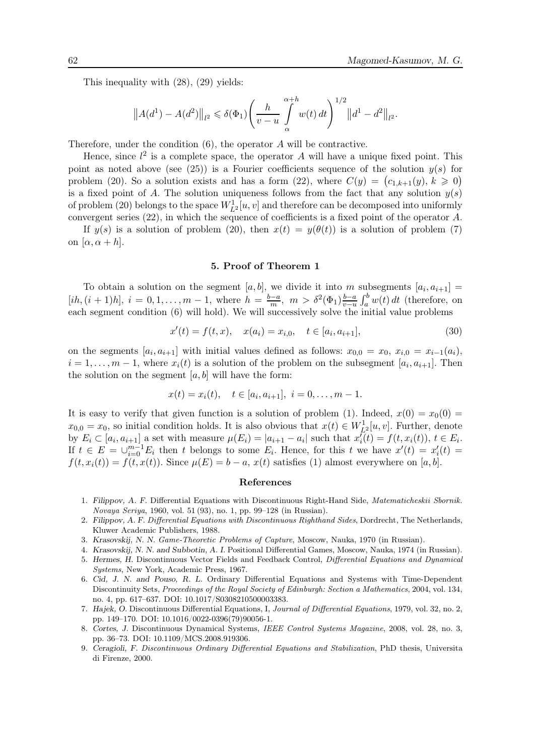This inequality with (28), (29) yields:

$$\left\|A(d^1) - A(d^2)\right\|_{l^2} \leqslant \delta(\Phi_1)\left(\frac{h}{v-u}\int\limits_{\alpha}^{\alpha+h} w(t)\,dt\right)^{1/2}\left\|d^1 - d^2\right\|_{l^2}.$$

Therefore, under the condition (6), the operator $A$ will be contractive.

Hence, since $l^2$ is a complete space, the operator $A$ will have a unique fixed point. This point as noted above (see (25)) is a Fourier coefficients sequence of the solution $y(s)$ for problem (20). So a solution exists and has a form (22), where $C(y) = \big(c_{1,k+1}(y),\, k \geqslant 0\big)$ is a fixed point of $A$. The solution uniqueness follows from the fact that any solution $y(s)$ of problem (20) belongs to the space $W^1_{L^2}[u,v]$ and therefore can be decomposed into uniformly convergent series (22), in which the sequence of coefficients is a fixed point of the operator $A$.

If $y(s)$ is a solution of problem (20), then $x(t) = y(\theta(t))$ is a solution of problem (7) on $[\alpha, \alpha+h]$.

## 5. Proof of Theorem 1

To obtain a solution on the segment $[a,b]$, we divide it into $m$ subsegments $[a_i, a_{i+1}] = [ih, (i+1)h]$, $i = 0, 1, \ldots, m-1$, where $h = \frac{b-a}{m}$, $m > \delta^2(\Phi_1)\frac{b-a}{v-u}\int_a^b w(t)\,dt$ (therefore, on each segment condition (6) will hold). We will successively solve the initial value problems

$$x'(t) = f(t,x), \quad x(a_i) = x_{i,0}, \quad t \in [a_i, a_{i+1}], \tag{30}$$

on the segments $[a_i, a_{i+1}]$ with initial values defined as follows: $x_{0,0} = x_0$, $x_{i,0} = x_{i-1}(a_i)$, $i = 1, \ldots, m-1$, where $x_i(t)$ is a solution of the problem on the subsegment $[a_i, a_{i+1}]$. Then the solution on the segment $[a,b]$ will have the form:

$$x(t) = x_i(t), \quad t \in [a_i, a_{i+1}],\ i = 0, \ldots, m-1.$$

It is easy to verify that given function is a solution of problem (1). Indeed, $x(0) = x_0(0) = x_{0,0} = x_0$, so initial condition holds. It is also obvious that $x(t) \in W^1_{L^2}[u,v]$. Further, denote by $E_i \subset [a_i, a_{i+1}]$ a set with measure $\mu(E_i) = |a_{i+1} - a_i|$ such that $x_i'(t) = f(t, x_i(t))$, $t \in E_i$. If $t \in E = \cup_{i=0}^{m-1} E_i$ then $t$ belongs to some $E_i$. Hence, for this $t$ we have $x'(t) = x_i'(t) = f(t, x_i(t)) = f(t, x(t))$. Since $\mu(E) = b-a$, $x(t)$ satisfies (1) almost everywhere on $[a,b]$.

## References

1. *Filippov, A. F.* Differential Equations with Discontinuous Right-Hand Side, *Matematicheskii Sbornik. Novaya Seriya*, 1960, vol. 51 (93), no. 1, pp. 99–128 (in Russian).
2. *Filippov, A. F. Differential Equations with Discontinuous Righthand Sides*, Dordrecht, The Netherlands, Kluwer Academic Publishers, 1988.
3. *Krasovskij, N. N. Game-Theoretic Problems of Capture*, Moscow, Nauka, 1970 (in Russian).
4. *Krasovskij, N. N. and Subbotin, A. I.* Positional Differential Games, Moscow, Nauka, 1974 (in Russian).
5. *Hermes, H.* Discontinuous Vector Fields and Feedback Control, *Differential Equations and Dynamical Systems*, New York, Academic Press, 1967.
6. *Cid, J. N. and Pouso, R. L.* Ordinary Differential Equations and Systems with Time-Dependent Discontinuity Sets, *Proceedings of the Royal Society of Edinburgh: Section a Mathematics*, 2004, vol. 134, no. 4, pp. 617–637. DOI: 10.1017/S0308210500003383.
7. *Hajek, O.* Discontinuous Differential Equations, I, *Journal of Differential Equations*, 1979, vol. 32, no. 2, pp. 149–170. DOI: 10.1016/0022-0396(79)90056-1.
8. *Cortes, J.* Discontinuous Dynamical Systems, *IEEE Control Systems Magazine*, 2008, vol. 28, no. 3, pp. 36–73. DOI: 10.1109/MCS.2008.919306.
9. *Ceragioli, F. Discontinuous Ordinary Differential Equations and Stabilization*, PhD thesis, Universita di Firenze, 2000.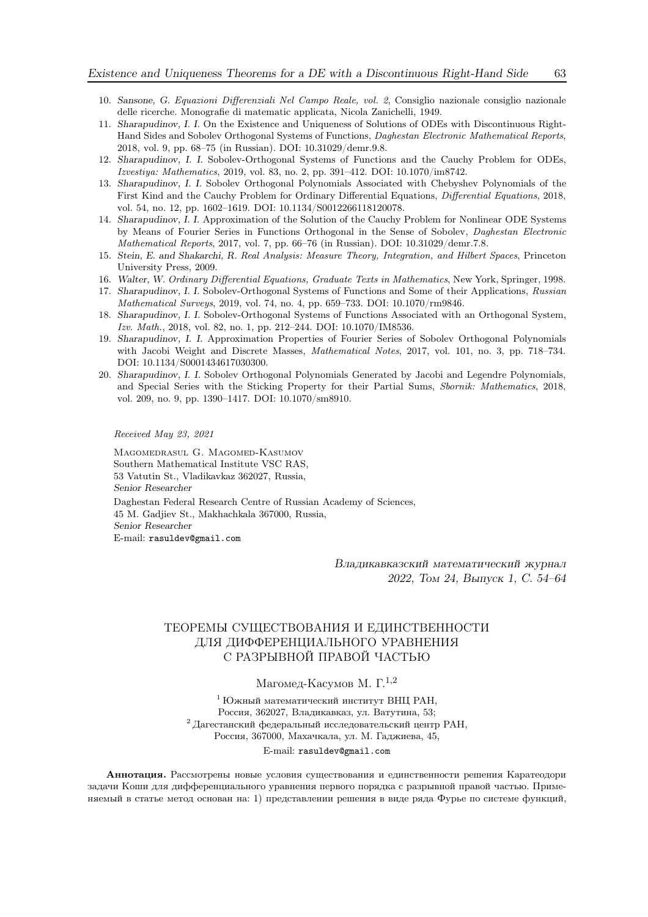10. *Sansone, G. Equazioni Differenziali Nel Campo Reale, vol. 2*, Consiglio nazionale consiglio nazionale delle ricerche. Monografie di matematic applicata, Nicola Zanichelli, 1949.
11. *Sharapudinov, I. I.* On the Existence and Uniqueness of Solutions of ODEs with Discontinuous Right-Hand Sides and Sobolev Orthogonal Systems of Functions, *Daghestan Electronic Mathematical Reports*, 2018, vol. 9, pp. 68–75 (in Russian). DOI: 10.31029/demr.9.8.
12. *Sharapudinov, I. I.* Sobolev-Orthogonal Systems of Functions and the Cauchy Problem for ODEs, *Izvestiya: Mathematics*, 2019, vol. 83, no. 2, pp. 391–412. DOI: 10.1070/im8742.
13. *Sharapudinov, I. I.* Sobolev Orthogonal Polynomials Associated with Chebyshev Polynomials of the First Kind and the Cauchy Problem for Ordinary Differential Equations, *Differential Equations*, 2018, vol. 54, no. 12, pp. 1602–1619. DOI: 10.1134/S0012266118120078.
14. *Sharapudinov, I. I.* Approximation of the Solution of the Cauchy Problem for Nonlinear ODE Systems by Means of Fourier Series in Functions Orthogonal in the Sense of Sobolev, *Daghestan Electronic Mathematical Reports*, 2017, vol. 7, pp. 66–76 (in Russian). DOI: 10.31029/demr.7.8.
15. *Stein, E. and Shakarchi, R. Real Analysis: Measure Theory, Integration, and Hilbert Spaces*, Princeton University Press, 2009.
16. *Walter, W. Ordinary Differential Equations, Graduate Texts in Mathematics*, New York, Springer, 1998.
17. *Sharapudinov, I. I.* Sobolev-Orthogonal Systems of Functions and Some of their Applications, *Russian Mathematical Surveys*, 2019, vol. 74, no. 4, pp. 659–733. DOI: 10.1070/rm9846.
18. *Sharapudinov, I. I.* Sobolev-Orthogonal Systems of Functions Associated with an Orthogonal System, *Izv. Math.*, 2018, vol. 82, no. 1, pp. 212–244. DOI: 10.1070/IM8536.
19. *Sharapudinov, I. I.* Approximation Properties of Fourier Series of Sobolev Orthogonal Polynomials with Jacobi Weight and Discrete Masses, *Mathematical Notes*, 2017, vol. 101, no. 3, pp. 718–734. DOI: 10.1134/S0001434617030300.
20. *Sharapudinov, I. I.* Sobolev Orthogonal Polynomials Generated by Jacobi and Legendre Polynomials, and Special Series with the Sticking Property for their Partial Sums, *Sbornik: Mathematics*, 2018, vol. 209, no. 9, pp. 1390–1417. DOI: 10.1070/sm8910.

*Received May 23, 2021*

Magomedrasul G. Magomed-Kasumov
Southern Mathematical Institute VSC RAS,
53 Vatutin St., Vladikavkaz 362027, Russia,
*Senior Researcher*
Daghestan Federal Research Centre of Russian Academy of Sciences,
45 M. Gadjiev St., Makhachkala 367000, Russia,
*Senior Researcher*
E-mail: rasuldev@gmail.com

*Владикавказский математический журнал*
*2022, Том 24, Выпуск 1, С. 54–64*

# ТЕОРЕМЫ СУЩЕСТВОВАНИЯ И ЕДИНСТВЕННОСТИ ДЛЯ ДИФФЕРЕНЦИАЛЬНОГО УРАВНЕНИЯ С РАЗРЫВНОЙ ПРАВОЙ ЧАСТЬЮ

Магомед-Касумов М. Г.[1,2]

[1] Южный математический институт ВНЦ РАН,
Россия, 362027, Владикавказ, ул. Ватутина, 53;
[2] Дагестанский федеральный исследовательский центр РАН,
Россия, 367000, Махачкала, ул. М. Гаджиева, 45,
E-mail: rasuldev@gmail.com

**Аннотация.** Рассмотрены новые условия существования и единственности решения Каратеодори задачи Коши для дифференциального уравнения первого порядка с разрывной правой частью. Применяемый в статье метод основан на: 1) представлении решения в виде ряда Фурье по системе функций,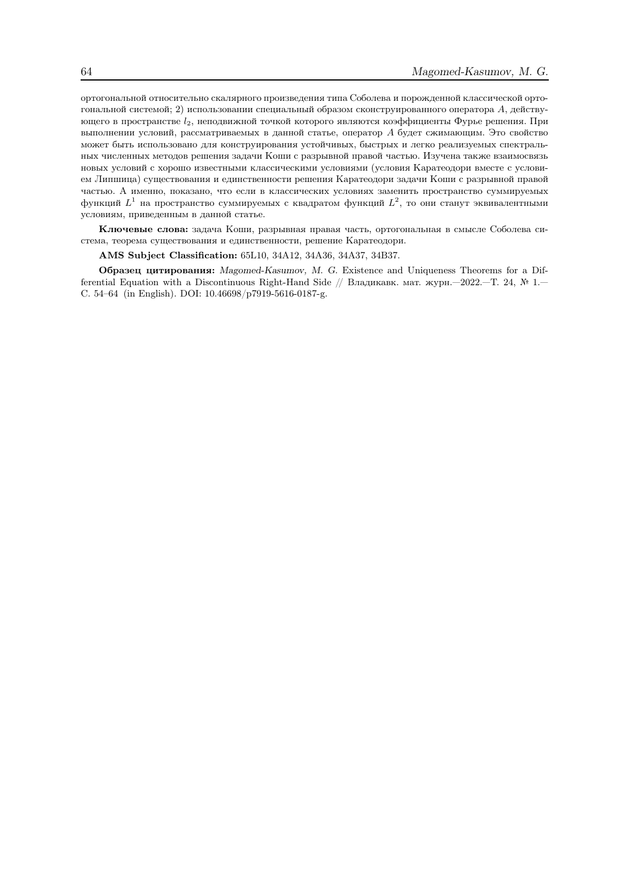ортогональной относительно скалярного произведения типа Соболева и порожденной классической ортогональной системой; 2) использовании специальный образом сконструированного оператора $A$, действующего в пространстве $l_2$, неподвижной точкой которого являются коэффициенты Фурье решения. При выполнении условий, рассматриваемых в данной статье, оператор $A$ будет сжимающим. Это свойство может быть использовано для конструирования устойчивых, быстрых и легко реализуемых спектральных численных методов решения задачи Коши с разрывной правой частью. Изучена также взаимосвязь новых условий с хорошо известными классическими условиями (условия Каратеодори вместе с условием Липшица) существования и единственности решения Каратеодори задачи Коши с разрывной правой частью. А именно, показано, что если в классических условиях заменить пространство суммируемых функций $L^1$ на пространство суммируемых с квадратом функций $L^2$, то они станут эквивалентными условиям, приведенным в данной статье.

**Ключевые слова:** задача Коши, разрывная правая часть, ортогональная в смысле Соболева система, теорема существования и единственности, решение Каратеодори.

**AMS Subject Classification:** 65L10, 34A12, 34A36, 34A37, 34B37.

**Образец цитирования:** *Magomed-Kasumov, M. G.* Existence and Uniqueness Theorems for a Differential Equation with a Discontinuous Right-Hand Side // Владикавк. мат. журн.—2022.—Т. 24, № 1.—С. 54–64 (in English). DOI: 10.46698/p7919-5616-0187-g.